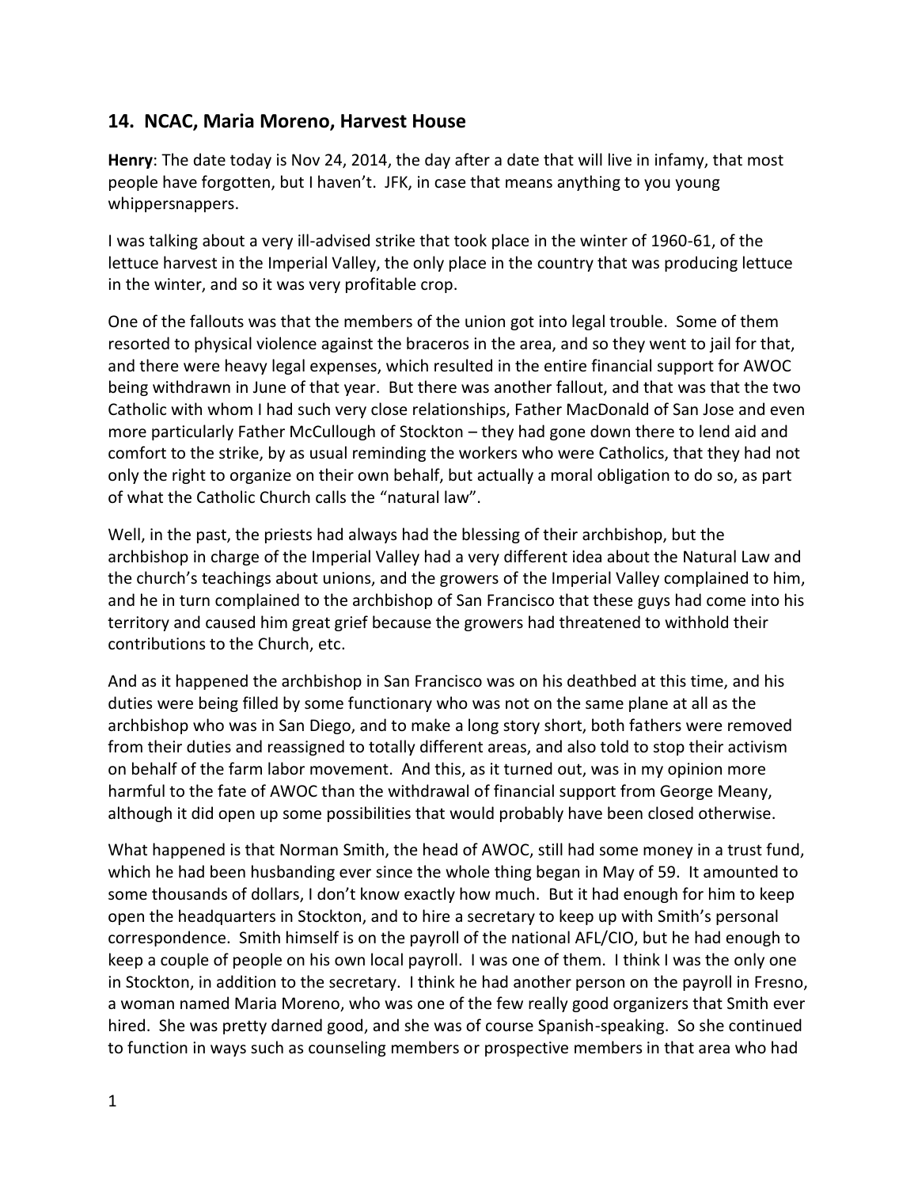## 14. NCAC, Maria Moreno, Harvest House

**Henry**: The date today is Nov 24, 2014, the day after a date that will live in infamy, that most people have forgotten, but I haven't. JFK, in case that means anything to you young whippersnappers.

I was talking about a very ill-advised strike that took place in the winter of 1960-61, of the lettuce harvest in the Imperial Valley, the only place in the country that was producing lettuce in the winter, and so it was very profitable crop.

One of the fallouts was that the members of the union got into legal trouble. Some of them resorted to physical violence against the braceros in the area, and so they went to jail for that, and there were heavy legal expenses, which resulted in the entire financial support for AWOC being withdrawn in June of that year. But there was another fallout, and that was that the two Catholic with whom I had such very close relationships, Father MacDonald of San Jose and even more particularly Father McCullough of Stockton – they had gone down there to lend aid and comfort to the strike, by as usual reminding the workers who were Catholics, that they had not only the right to organize on their own behalf, but actually a moral obligation to do so, as part of what the Catholic Church calls the "natural law".

Well, in the past, the priests had always had the blessing of their archbishop, but the archbishop in charge of the Imperial Valley had a very different idea about the Natural Law and the church's teachings about unions, and the growers of the Imperial Valley complained to him, and he in turn complained to the archbishop of San Francisco that these guys had come into his territory and caused him great grief because the growers had threatened to withhold their contributions to the Church, etc.

And as it happened the archbishop in San Francisco was on his deathbed at this time, and his duties were being filled by some functionary who was not on the same plane at all as the archbishop who was in San Diego, and to make a long story short, both fathers were removed from their duties and reassigned to totally different areas, and also told to stop their activism on behalf of the farm labor movement. And this, as it turned out, was in my opinion more harmful to the fate of AWOC than the withdrawal of financial support from George Meany, although it did open up some possibilities that would probably have been closed otherwise.

What happened is that Norman Smith, the head of AWOC, still had some money in a trust fund, which he had been husbanding ever since the whole thing began in May of 59. It amounted to some thousands of dollars, I don't know exactly how much. But it had enough for him to keep open the headquarters in Stockton, and to hire a secretary to keep up with Smith's personal correspondence. Smith himself is on the payroll of the national AFL/CIO, but he had enough to keep a couple of people on his own local payroll. I was one of them. I think I was the only one in Stockton, in addition to the secretary. I think he had another person on the payroll in Fresno, a woman named Maria Moreno, who was one of the few really good organizers that Smith ever hired. She was pretty darned good, and she was of course Spanish-speaking. So she continued to function in ways such as counseling members or prospective members in that area who had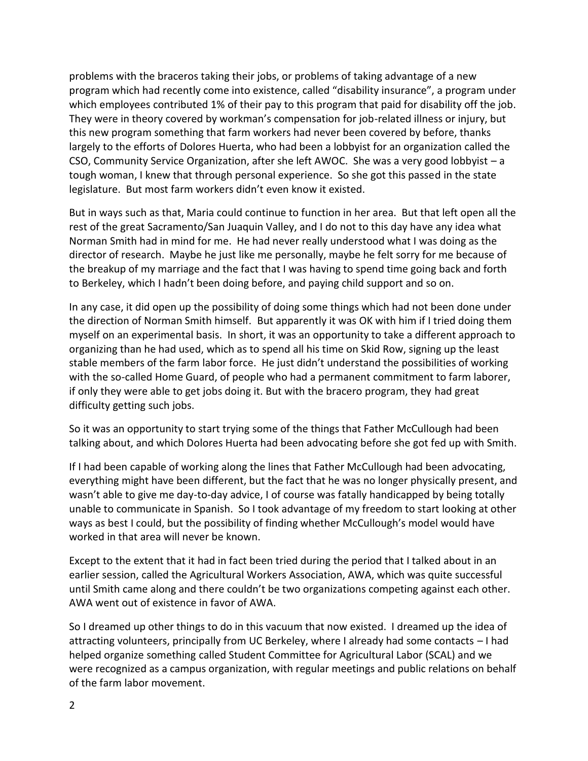problems with the braceros taking their jobs, or problems of taking advantage of a new program which had recently come into existence, called "disability insurance", a program under which employees contributed 1% of their pay to this program that paid for disability off the job. They were in theory covered by workman's compensation for job-related illness or injury, but this new program something that farm workers had never been covered by before, thanks largely to the efforts of Dolores Huerta, who had been a lobbyist for an organization called the CSO, Community Service Organization, after she left AWOC. She was a very good lobbyist – a tough woman, I knew that through personal experience. So she got this passed in the state legislature. But most farm workers didn't even know it existed.

But in ways such as that, Maria could continue to function in her area. But that left open all the rest of the great Sacramento/San Juaquin Valley, and I do not to this day have any idea what Norman Smith had in mind for me. He had never really understood what I was doing as the director of research. Maybe he just like me personally, maybe he felt sorry for me because of the breakup of my marriage and the fact that I was having to spend time going back and forth to Berkeley, which I hadn't been doing before, and paying child support and so on.

In any case, it did open up the possibility of doing some things which had not been done under the direction of Norman Smith himself. But apparently it was OK with him if I tried doing them myself on an experimental basis. In short, it was an opportunity to take a different approach to organizing than he had used, which as to spend all his time on Skid Row, signing up the least stable members of the farm labor force. He just didn't understand the possibilities of working with the so-called Home Guard, of people who had a permanent commitment to farm laborer, if only they were able to get jobs doing it. But with the bracero program, they had great difficulty getting such jobs.

So it was an opportunity to start trying some of the things that Father McCullough had been talking about, and which Dolores Huerta had been advocating before she got fed up with Smith.

If I had been capable of working along the lines that Father McCullough had been advocating, everything might have been different, but the fact that he was no longer physically present, and wasn't able to give me day-to-day advice, I of course was fatally handicapped by being totally unable to communicate in Spanish. So I took advantage of my freedom to start looking at other ways as best I could, but the possibility of finding whether McCullough's model would have worked in that area will never be known.

Except to the extent that it had in fact been tried during the period that I talked about in an earlier session, called the Agricultural Workers Association, AWA, which was quite successful until Smith came along and there couldn't be two organizations competing against each other. AWA went out of existence in favor of AWA.

So I dreamed up other things to do in this vacuum that now existed. I dreamed up the idea of attracting volunteers, principally from UC Berkeley, where I already had some contacts – I had helped organize something called Student Committee for Agricultural Labor (SCAL) and we were recognized as a campus organization, with regular meetings and public relations on behalf of the farm labor movement.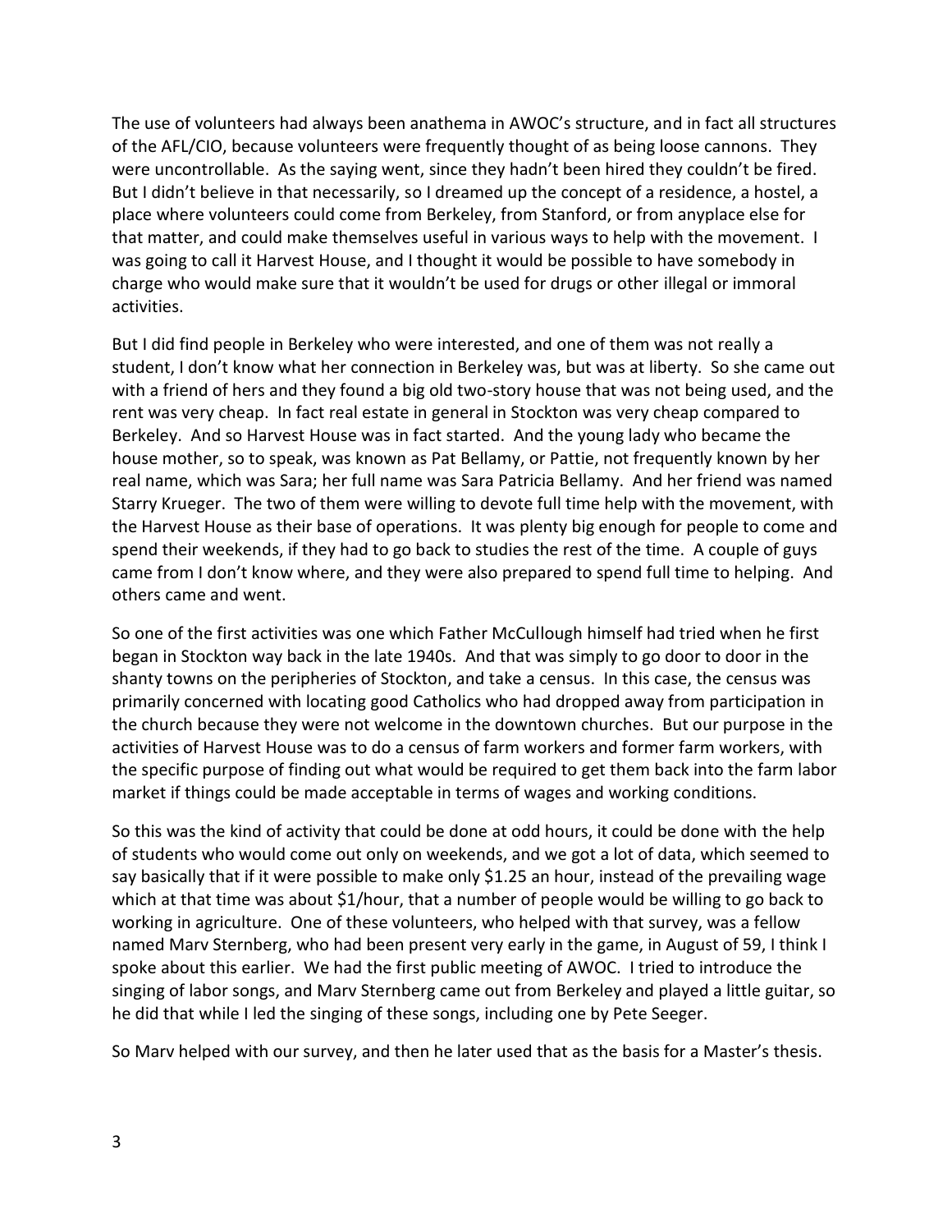The use of volunteers had always been anathema in AWOC's structure, and in fact all structures of the AFL/CIO, because volunteers were frequently thought of as being loose cannons. They were uncontrollable. As the saying went, since they hadn't been hired they couldn't be fired. But I didn't believe in that necessarily, so I dreamed up the concept of a residence, a hostel, a place where volunteers could come from Berkeley, from Stanford, or from anyplace else for that matter, and could make themselves useful in various ways to help with the movement. I was going to call it Harvest House, and I thought it would be possible to have somebody in charge who would make sure that it wouldn't be used for drugs or other illegal or immoral activities.

But I did find people in Berkeley who were interested, and one of them was not really a student, I don't know what her connection in Berkeley was, but was at liberty. So she came out with a friend of hers and they found a big old two-story house that was not being used, and the rent was very cheap. In fact real estate in general in Stockton was very cheap compared to Berkeley. And so Harvest House was in fact started. And the young lady who became the house mother, so to speak, was known as Pat Bellamy, or Pattie, not frequently known by her real name, which was Sara; her full name was Sara Patricia Bellamy. And her friend was named Starry Krueger. The two of them were willing to devote full time help with the movement, with the Harvest House as their base of operations. It was plenty big enough for people to come and spend their weekends, if they had to go back to studies the rest of the time. A couple of guys came from I don't know where, and they were also prepared to spend full time to helping. And others came and went.

So one of the first activities was one which Father McCullough himself had tried when he first began in Stockton way back in the late 1940s. And that was simply to go door to door in the shanty towns on the peripheries of Stockton, and take a census. In this case, the census was primarily concerned with locating good Catholics who had dropped away from participation in the church because they were not welcome in the downtown churches. But our purpose in the activities of Harvest House was to do a census of farm workers and former farm workers, with the specific purpose of finding out what would be required to get them back into the farm labor market if things could be made acceptable in terms of wages and working conditions.

So this was the kind of activity that could be done at odd hours, it could be done with the help of students who would come out only on weekends, and we got a lot of data, which seemed to say basically that if it were possible to make only $1.25 an hour, instead of the prevailing wage which at that time was about $1/hour, that a number of people would be willing to go back to working in agriculture. One of these volunteers, who helped with that survey, was a fellow named Marv Sternberg, who had been present very early in the game, in August of 59, I think I spoke about this earlier. We had the first public meeting of AWOC. I tried to introduce the singing of labor songs, and Marv Sternberg came out from Berkeley and played a little guitar, so he did that while I led the singing of these songs, including one by Pete Seeger.

So Marv helped with our survey, and then he later used that as the basis for a Master's thesis.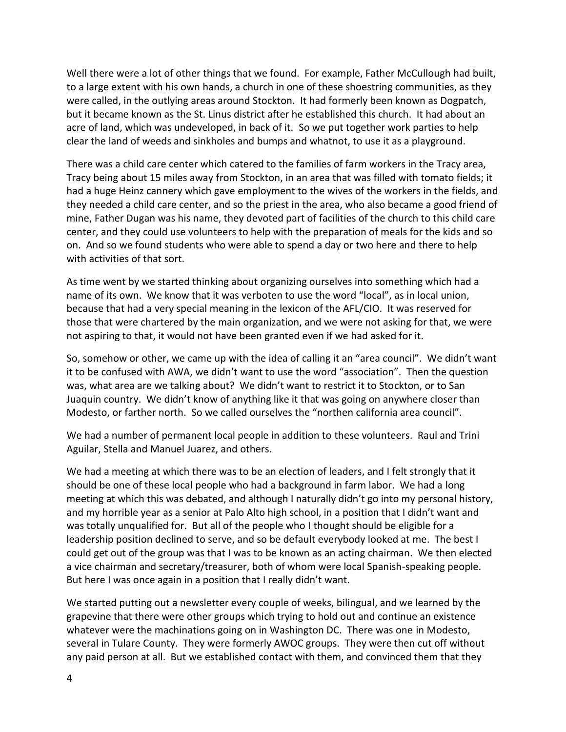Well there were a lot of other things that we found. For example, Father McCullough had built, to a large extent with his own hands, a church in one of these shoestring communities, as they were called, in the outlying areas around Stockton. It had formerly been known as Dogpatch, but it became known as the St. Linus district after he established this church. It had about an acre of land, which was undeveloped, in back of it. So we put together work parties to help clear the land of weeds and sinkholes and bumps and whatnot, to use it as a playground.

There was a child care center which catered to the families of farm workers in the Tracy area, Tracy being about 15 miles away from Stockton, in an area that was filled with tomato fields; it had a huge Heinz cannery which gave employment to the wives of the workers in the fields, and they needed a child care center, and so the priest in the area, who also became a good friend of mine, Father Dugan was his name, they devoted part of facilities of the church to this child care center, and they could use volunteers to help with the preparation of meals for the kids and so on. And so we found students who were able to spend a day or two here and there to help with activities of that sort.

As time went by we started thinking about organizing ourselves into something which had a name of its own. We know that it was verboten to use the word "local", as in local union, because that had a very special meaning in the lexicon of the AFL/CIO. It was reserved for those that were chartered by the main organization, and we were not asking for that, we were not aspiring to that, it would not have been granted even if we had asked for it.

So, somehow or other, we came up with the idea of calling it an "area council". We didn't want it to be confused with AWA, we didn't want to use the word "association". Then the question was, what area are we talking about? We didn't want to restrict it to Stockton, or to San Juaquin country. We didn't know of anything like it that was going on anywhere closer than Modesto, or farther north. So we called ourselves the "northen california area council".

We had a number of permanent local people in addition to these volunteers. Raul and Trini Aguilar, Stella and Manuel Juarez, and others.

We had a meeting at which there was to be an election of leaders, and I felt strongly that it should be one of these local people who had a background in farm labor. We had a long meeting at which this was debated, and although I naturally didn't go into my personal history, and my horrible year as a senior at Palo Alto high school, in a position that I didn't want and was totally unqualified for. But all of the people who I thought should be eligible for a leadership position declined to serve, and so be default everybody looked at me. The best I could get out of the group was that I was to be known as an acting chairman. We then elected a vice chairman and secretary/treasurer, both of whom were local Spanish-speaking people. But here I was once again in a position that I really didn't want.

We started putting out a newsletter every couple of weeks, bilingual, and we learned by the grapevine that there were other groups which trying to hold out and continue an existence whatever were the machinations going on in Washington DC. There was one in Modesto, several in Tulare County. They were formerly AWOC groups. They were then cut off without any paid person at all. But we established contact with them, and convinced them that they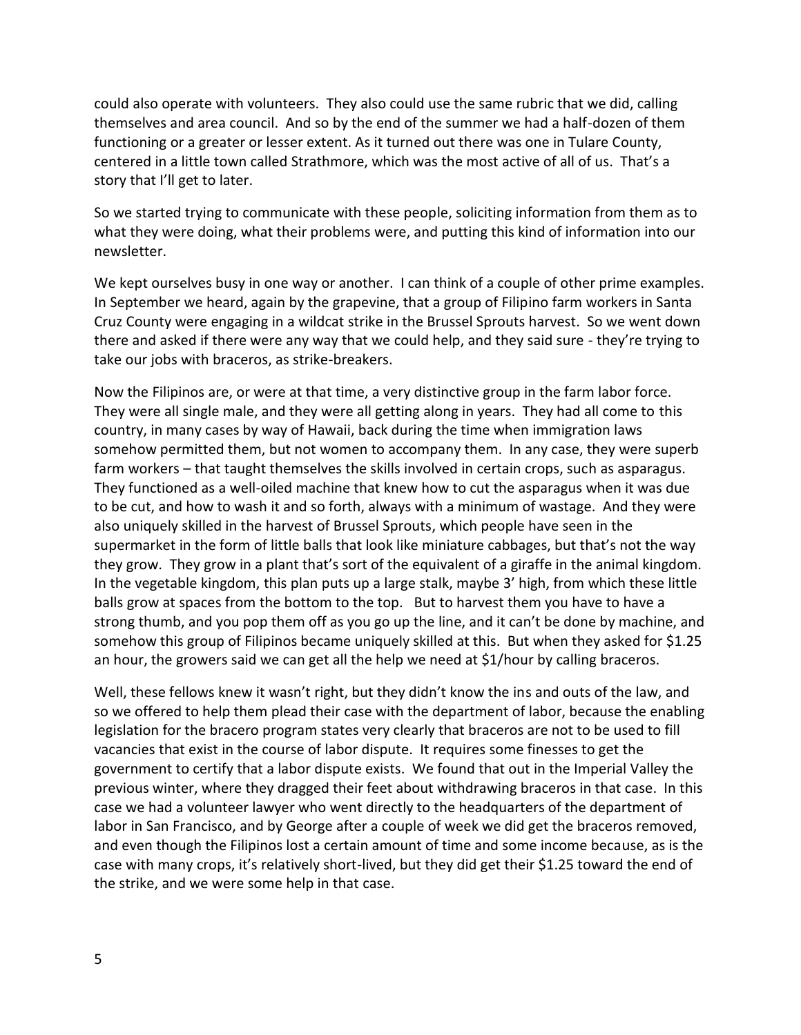could also operate with volunteers. They also could use the same rubric that we did, calling themselves and area council. And so by the end of the summer we had a half-dozen of them functioning or a greater or lesser extent. As it turned out there was one in Tulare County, centered in a little town called Strathmore, which was the most active of all of us. That's a story that I'll get to later.

So we started trying to communicate with these people, soliciting information from them as to what they were doing, what their problems were, and putting this kind of information into our newsletter.

We kept ourselves busy in one way or another. I can think of a couple of other prime examples. In September we heard, again by the grapevine, that a group of Filipino farm workers in Santa Cruz County were engaging in a wildcat strike in the Brussel Sprouts harvest. So we went down there and asked if there were any way that we could help, and they said sure - they're trying to take our jobs with braceros, as strike-breakers.

Now the Filipinos are, or were at that time, a very distinctive group in the farm labor force. They were all single male, and they were all getting along in years. They had all come to this country, in many cases by way of Hawaii, back during the time when immigration laws somehow permitted them, but not women to accompany them. In any case, they were superb farm workers – that taught themselves the skills involved in certain crops, such as asparagus. They functioned as a well-oiled machine that knew how to cut the asparagus when it was due to be cut, and how to wash it and so forth, always with a minimum of wastage. And they were also uniquely skilled in the harvest of Brussel Sprouts, which people have seen in the supermarket in the form of little balls that look like miniature cabbages, but that's not the way they grow. They grow in a plant that's sort of the equivalent of a giraffe in the animal kingdom. In the vegetable kingdom, this plan puts up a large stalk, maybe 3' high, from which these little balls grow at spaces from the bottom to the top. But to harvest them you have to have a strong thumb, and you pop them off as you go up the line, and it can't be done by machine, and somehow this group of Filipinos became uniquely skilled at this. But when they asked for $1.25 an hour, the growers said we can get all the help we need at $1/hour by calling braceros.

Well, these fellows knew it wasn't right, but they didn't know the ins and outs of the law, and so we offered to help them plead their case with the department of labor, because the enabling legislation for the bracero program states very clearly that braceros are not to be used to fill vacancies that exist in the course of labor dispute. It requires some finesses to get the government to certify that a labor dispute exists. We found that out in the Imperial Valley the previous winter, where they dragged their feet about withdrawing braceros in that case. In this case we had a volunteer lawyer who went directly to the headquarters of the department of labor in San Francisco, and by George after a couple of week we did get the braceros removed, and even though the Filipinos lost a certain amount of time and some income because, as is the case with many crops, it's relatively short-lived, but they did get their $1.25 toward the end of the strike, and we were some help in that case.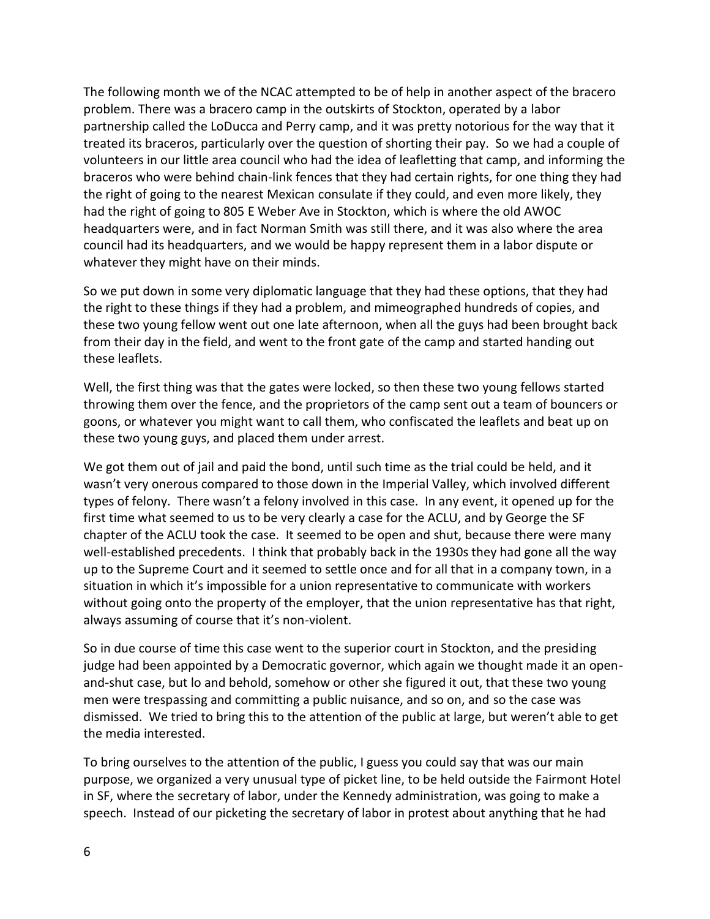The following month we of the NCAC attempted to be of help in another aspect of the bracero problem. There was a bracero camp in the outskirts of Stockton, operated by a labor partnership called the LoDucca and Perry camp, and it was pretty notorious for the way that it treated its braceros, particularly over the question of shorting their pay. So we had a couple of volunteers in our little area council who had the idea of leafletting that camp, and informing the braceros who were behind chain-link fences that they had certain rights, for one thing they had the right of going to the nearest Mexican consulate if they could, and even more likely, they had the right of going to 805 E Weber Ave in Stockton, which is where the old AWOC headquarters were, and in fact Norman Smith was still there, and it was also where the area council had its headquarters, and we would be happy represent them in a labor dispute or whatever they might have on their minds.

So we put down in some very diplomatic language that they had these options, that they had the right to these things if they had a problem, and mimeographed hundreds of copies, and these two young fellow went out one late afternoon, when all the guys had been brought back from their day in the field, and went to the front gate of the camp and started handing out these leaflets.

Well, the first thing was that the gates were locked, so then these two young fellows started throwing them over the fence, and the proprietors of the camp sent out a team of bouncers or goons, or whatever you might want to call them, who confiscated the leaflets and beat up on these two young guys, and placed them under arrest.

We got them out of jail and paid the bond, until such time as the trial could be held, and it wasn't very onerous compared to those down in the Imperial Valley, which involved different types of felony. There wasn't a felony involved in this case. In any event, it opened up for the first time what seemed to us to be very clearly a case for the ACLU, and by George the SF chapter of the ACLU took the case. It seemed to be open and shut, because there were many well-established precedents. I think that probably back in the 1930s they had gone all the way up to the Supreme Court and it seemed to settle once and for all that in a company town, in a situation in which it's impossible for a union representative to communicate with workers without going onto the property of the employer, that the union representative has that right, always assuming of course that it's non-violent.

So in due course of time this case went to the superior court in Stockton, and the presiding judge had been appointed by a Democratic governor, which again we thought made it an open-and-shut case, but lo and behold, somehow or other she figured it out, that these two young men were trespassing and committing a public nuisance, and so on, and so the case was dismissed. We tried to bring this to the attention of the public at large, but weren't able to get the media interested.

To bring ourselves to the attention of the public, I guess you could say that was our main purpose, we organized a very unusual type of picket line, to be held outside the Fairmont Hotel in SF, where the secretary of labor, under the Kennedy administration, was going to make a speech. Instead of our picketing the secretary of labor in protest about anything that he had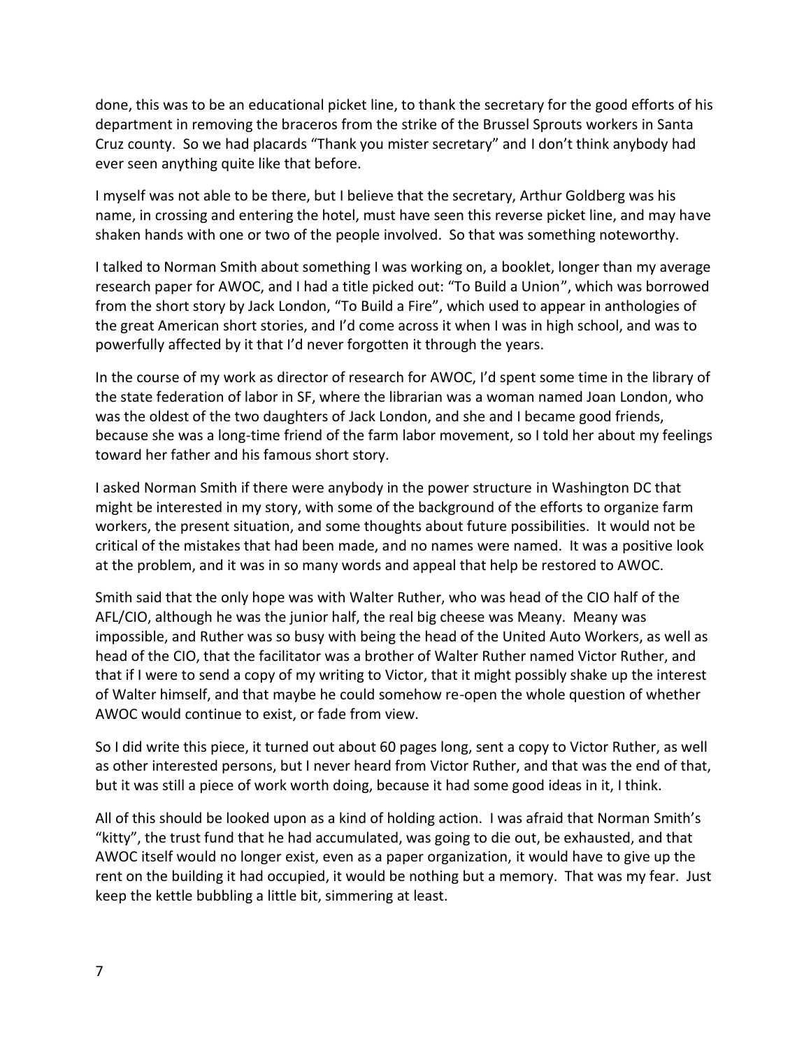done, this was to be an educational picket line, to thank the secretary for the good efforts of his department in removing the braceros from the strike of the Brussel Sprouts workers in Santa Cruz county. So we had placards "Thank you mister secretary" and I don't think anybody had ever seen anything quite like that before.

I myself was not able to be there, but I believe that the secretary, Arthur Goldberg was his name, in crossing and entering the hotel, must have seen this reverse picket line, and may have shaken hands with one or two of the people involved. So that was something noteworthy.

I talked to Norman Smith about something I was working on, a booklet, longer than my average research paper for AWOC, and I had a title picked out: "To Build a Union", which was borrowed from the short story by Jack London, "To Build a Fire", which used to appear in anthologies of the great American short stories, and I'd come across it when I was in high school, and was to powerfully affected by it that I'd never forgotten it through the years.

In the course of my work as director of research for AWOC, I'd spent some time in the library of the state federation of labor in SF, where the librarian was a woman named Joan London, who was the oldest of the two daughters of Jack London, and she and I became good friends, because she was a long-time friend of the farm labor movement, so I told her about my feelings toward her father and his famous short story.

I asked Norman Smith if there were anybody in the power structure in Washington DC that might be interested in my story, with some of the background of the efforts to organize farm workers, the present situation, and some thoughts about future possibilities. It would not be critical of the mistakes that had been made, and no names were named. It was a positive look at the problem, and it was in so many words and appeal that help be restored to AWOC.

Smith said that the only hope was with Walter Ruther, who was head of the CIO half of the AFL/CIO, although he was the junior half, the real big cheese was Meany. Meany was impossible, and Ruther was so busy with being the head of the United Auto Workers, as well as head of the CIO, that the facilitator was a brother of Walter Ruther named Victor Ruther, and that if I were to send a copy of my writing to Victor, that it might possibly shake up the interest of Walter himself, and that maybe he could somehow re-open the whole question of whether AWOC would continue to exist, or fade from view.

So I did write this piece, it turned out about 60 pages long, sent a copy to Victor Ruther, as well as other interested persons, but I never heard from Victor Ruther, and that was the end of that, but it was still a piece of work worth doing, because it had some good ideas in it, I think.

All of this should be looked upon as a kind of holding action. I was afraid that Norman Smith's "kitty", the trust fund that he had accumulated, was going to die out, be exhausted, and that AWOC itself would no longer exist, even as a paper organization, it would have to give up the rent on the building it had occupied, it would be nothing but a memory. That was my fear. Just keep the kettle bubbling a little bit, simmering at least.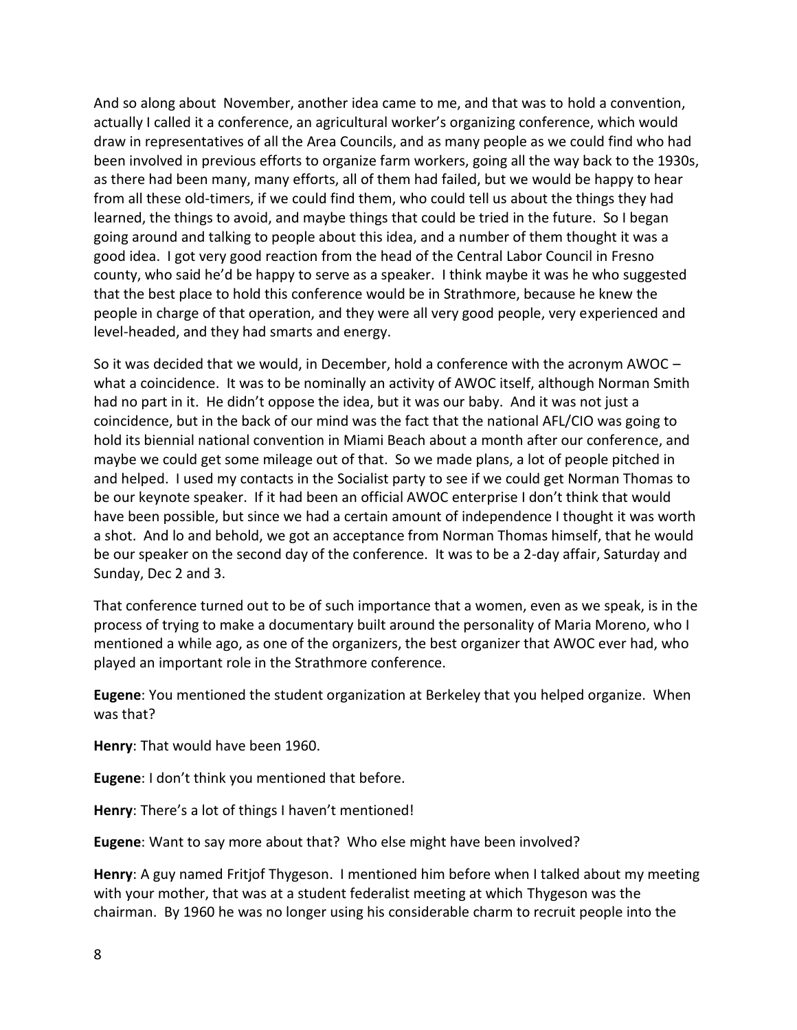And so along about  November, another idea came to me, and that was to hold a convention, actually I called it a conference, an agricultural worker's organizing conference, which would draw in representatives of all the Area Councils, and as many people as we could find who had been involved in previous efforts to organize farm workers, going all the way back to the 1930s, as there had been many, many efforts, all of them had failed, but we would be happy to hear from all these old-timers, if we could find them, who could tell us about the things they had learned, the things to avoid, and maybe things that could be tried in the future.  So I began going around and talking to people about this idea, and a number of them thought it was a good idea.  I got very good reaction from the head of the Central Labor Council in Fresno county, who said he'd be happy to serve as a speaker.  I think maybe it was he who suggested that the best place to hold this conference would be in Strathmore, because he knew the people in charge of that operation, and they were all very good people, very experienced and level-headed, and they had smarts and energy.

So it was decided that we would, in December, hold a conference with the acronym AWOC – what a coincidence.  It was to be nominally an activity of AWOC itself, although Norman Smith had no part in it.  He didn't oppose the idea, but it was our baby.  And it was not just a coincidence, but in the back of our mind was the fact that the national AFL/CIO was going to hold its biennial national convention in Miami Beach about a month after our conference, and maybe we could get some mileage out of that.  So we made plans, a lot of people pitched in and helped.  I used my contacts in the Socialist party to see if we could get Norman Thomas to be our keynote speaker.  If it had been an official AWOC enterprise I don't think that would have been possible, but since we had a certain amount of independence I thought it was worth a shot.  And lo and behold, we got an acceptance from Norman Thomas himself, that he would be our speaker on the second day of the conference.  It was to be a 2-day affair, Saturday and Sunday, Dec 2 and 3.

That conference turned out to be of such importance that a women, even as we speak, is in the process of trying to make a documentary built around the personality of Maria Moreno, who I mentioned a while ago, as one of the organizers, the best organizer that AWOC ever had, who played an important role in the Strathmore conference.

**Eugene**: You mentioned the student organization at Berkeley that you helped organize.  When was that?

**Henry**: That would have been 1960.

**Eugene**: I don't think you mentioned that before.

**Henry**: There's a lot of things I haven't mentioned!

**Eugene**: Want to say more about that?  Who else might have been involved?

**Henry**: A guy named Fritjof Thygeson.  I mentioned him before when I talked about my meeting with your mother, that was at a student federalist meeting at which Thygeson was the chairman.  By 1960 he was no longer using his considerable charm to recruit people into the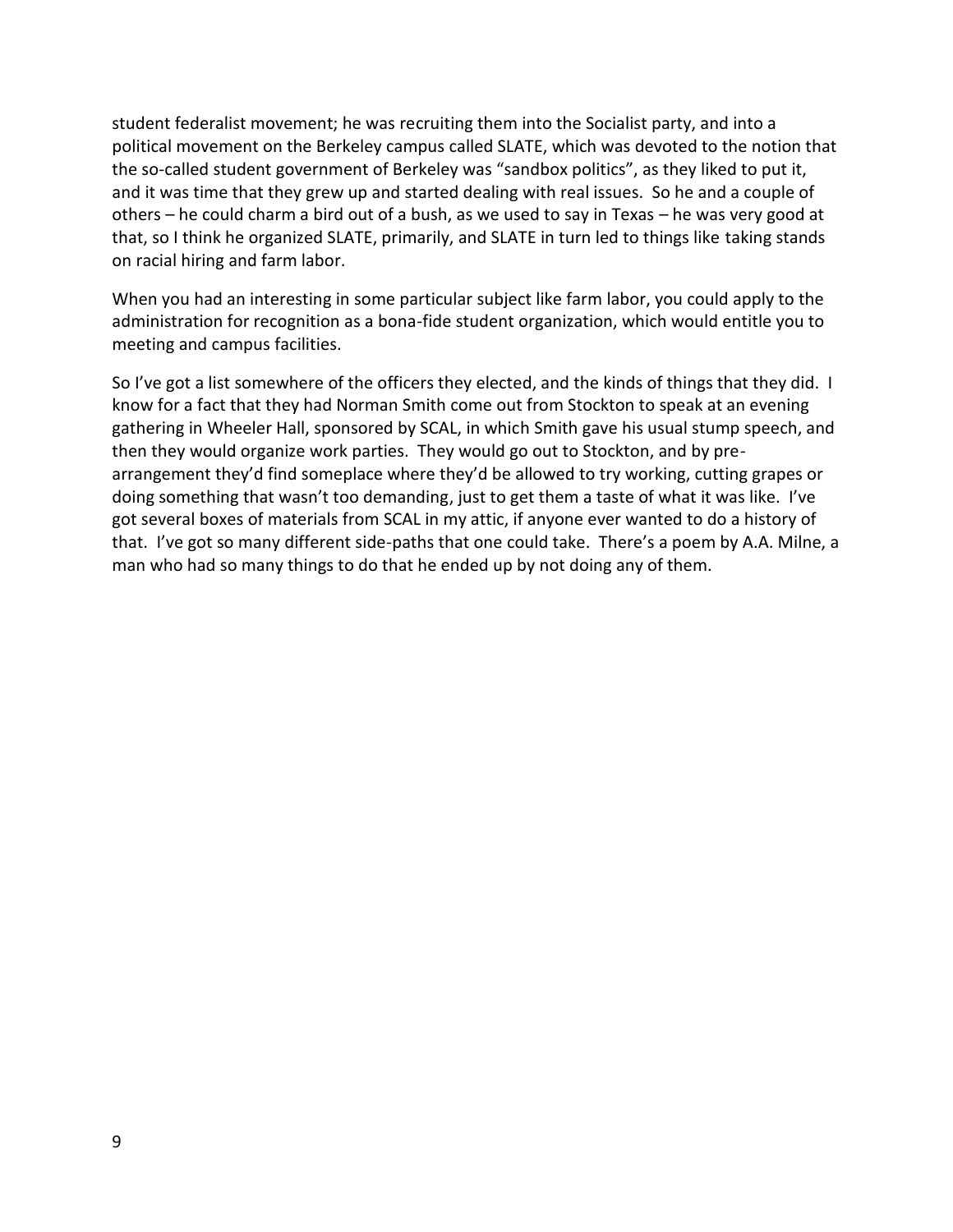student federalist movement; he was recruiting them into the Socialist party, and into a political movement on the Berkeley campus called SLATE, which was devoted to the notion that the so-called student government of Berkeley was "sandbox politics", as they liked to put it, and it was time that they grew up and started dealing with real issues. So he and a couple of others – he could charm a bird out of a bush, as we used to say in Texas – he was very good at that, so I think he organized SLATE, primarily, and SLATE in turn led to things like taking stands on racial hiring and farm labor.

When you had an interesting in some particular subject like farm labor, you could apply to the administration for recognition as a bona-fide student organization, which would entitle you to meeting and campus facilities.

So I've got a list somewhere of the officers they elected, and the kinds of things that they did. I know for a fact that they had Norman Smith come out from Stockton to speak at an evening gathering in Wheeler Hall, sponsored by SCAL, in which Smith gave his usual stump speech, and then they would organize work parties. They would go out to Stockton, and by pre-arrangement they'd find someplace where they'd be allowed to try working, cutting grapes or doing something that wasn't too demanding, just to get them a taste of what it was like. I've got several boxes of materials from SCAL in my attic, if anyone ever wanted to do a history of that. I've got so many different side-paths that one could take. There's a poem by A.A. Milne, a man who had so many things to do that he ended up by not doing any of them.